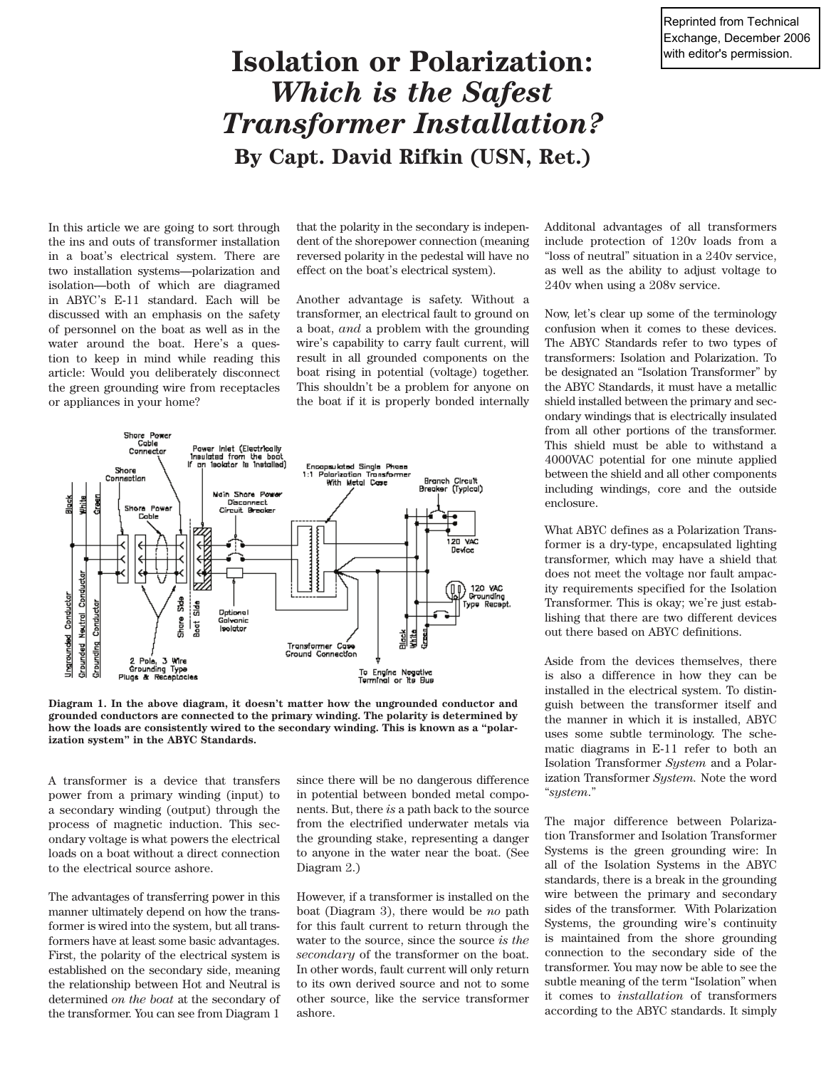Reprinted from Technical Exchange, December 2006 with editor's permission.

# Isolation or Polarization: *Which is the Safest Transformer Installation?*

## By Capt. David Rifkin (USN, Ret.)

In this article we are going to sort through the ins and outs of transformer installation in a boat's electrical system. There are two installation systems—polarization and isolation—both of which are diagramed in ABYC's E-11 standard. Each will be discussed with an emphasis on the safety of personnel on the boat as well as in the water around the boat. Here's a question to keep in mind while reading this article: Would you deliberately disconnect the green grounding wire from receptacles or appliances in your home?

A transformer is a device that transfers power from a primary winding (input) to a secondary winding (output) through the process of magnetic induction. This secondary voltage is what powers the electrical loads on a boat without a direct connection to the electrical source ashore.

The advantages of transferring power in this manner ultimately depend on how the transformer is wired into the system, but all transformers have at least some basic advantages. First, the polarity of the electrical system is established on the secondary side, meaning the relationship between Hot and Neutral is determined *on the boat* at the secondary of the transformer. You can see from Diagram 1 that the polarity in the secondary is independent of the shorepower connection (meaning reversed polarity in the pedestal will have no effect on the boat's electrical system).

Another advantage is safety. Without a transformer, an electrical fault to ground on a boat, *and* a problem with the grounding wire's capability to carry fault current, will result in all grounded components on the boat rising in potential (voltage) together. This shouldn't be a problem for anyone on the boat if it is properly bonded internally since there will be no dangerous difference in potential between bonded metal components. But, there *is* a path back to the source from the electrified underwater metals via the grounding stake, representing a danger to anyone in the water near the boat. (See Diagram 2.)

However, if a transformer is installed on the boat (Diagram 3), there would be *no* path for this fault current to return through the water to the source, since the source *is the secondary* of the transformer on the boat. In other words, fault current will only return to its own derived source and not to some other source, like the service transformer ashore.

**Diagram 1. In the above diagram, it doesn't matter how the ungrounded conductor and grounded conductors are connected to the primary winding. The polarity is determined by how the loads are consistently wired to the secondary winding. This is known as a "polarization system" in the ABYC Standards.**

Additonal advantages of all transformers include protection of 120v loads from a "loss of neutral" situation in a 240v service, as well as the ability to adjust voltage to 240v when using a 208v service.

Now, let's clear up some of the terminology confusion when it comes to these devices. The ABYC Standards refer to two types of transformers: Isolation and Polarization. To be designated an "Isolation Transformer" by the ABYC Standards, it must have a metallic shield installed between the primary and secondary windings that is electrically insulated from all other portions of the transformer. This shield must be able to withstand a 4000VAC potential for one minute applied between the shield and all other components including windings, core and the outside enclosure.

What ABYC defines as a Polarization Transformer is a dry-type, encapsulated lighting transformer, which may have a shield that does not meet the voltage nor fault ampacity requirements specified for the Isolation Transformer. This is okay; we're just establishing that there are two different devices out there based on ABYC definitions.

Aside from the devices themselves, there is also a difference in how they can be installed in the electrical system. To distinguish between the transformer itself and the manner in which it is installed, ABYC uses some subtle terminology. The schematic diagrams in E-11 refer to both an Isolation Transformer *System* and a Polarization Transformer *System.* Note the word "*system.*"

The major difference between Polarization Transformer and Isolation Transformer Systems is the green grounding wire: In all of the Isolation Systems in the ABYC standards, there is a break in the grounding wire between the primary and secondary sides of the transformer. With Polarization Systems, the grounding wire's continuity is maintained from the shore grounding connection to the secondary side of the transformer. You may now be able to see the subtle meaning of the term "Isolation" when it comes to *installation* of transformers according to the ABYC standards. It simply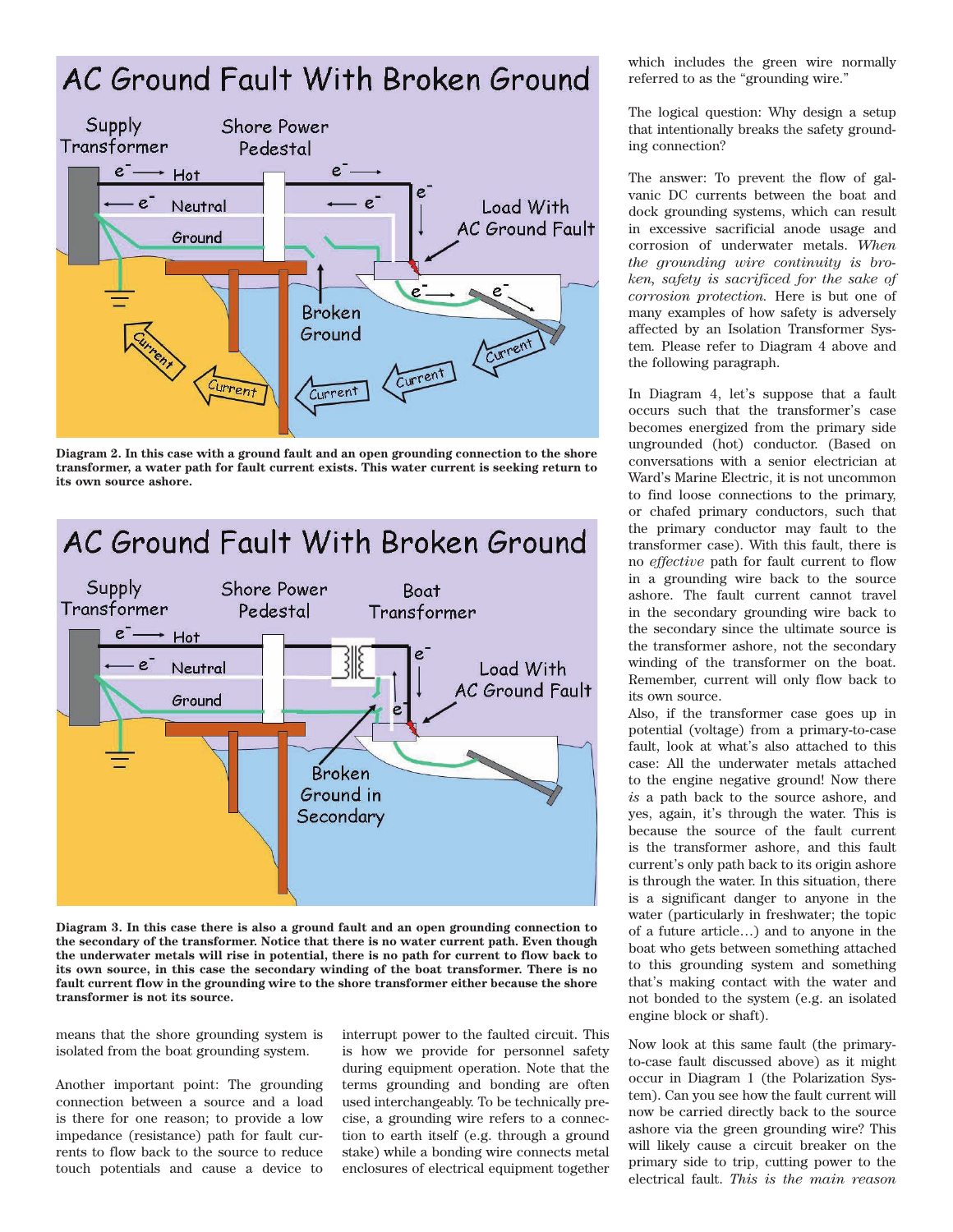Diagram 2. In this case with a ground fault and an open grounding connection to the shore transformer, a water path for fault current exists. This water current is seeking return to its own source ashore.

**Diagram 3. In this case there is also a ground fault and an open grounding connection to the secondary of the transformer. Notice that there is no water current path. Even though the underwater metals will rise in potential, there is no path for current to flow back to its own source, in this case the secondary winding of the boat transformer. There is no fault current flow in the grounding wire to the shore transformer either because the shore transformer is not its source.**

means that the shore grounding system is isolated from the boat grounding system.

Another important point: The grounding connection between a source and a load is there for one reason; to provide a low impedance (resistance) path for fault currents to flow back to the source to reduce touch potentials and cause a device to interrupt power to the faulted circuit. This is how we provide for personnel safety during equipment operation. Note that the terms grounding and bonding are often used interchangeably. To be technically precise, a grounding wire refers to a connection to earth itself (e.g. through a ground stake) while a bonding wire connects metal enclosures of electrical equipment together which includes the green wire normally referred to as the "grounding wire."

The logical question: Why design a setup that intentionally breaks the safety grounding connection?

The answer: To prevent the flow of galvanic DC currents between the boat and dock grounding systems, which can result in excessive sacrificial anode usage and corrosion of underwater metals. *When the grounding wire continuity is broken, safety is sacrificed for the sake of corrosion protection.* Here is but one of many examples of how safety is adversely affected by an Isolation Transformer System. Please refer to Diagram 4 above and the following paragraph.

In Diagram 4, let's suppose that a fault occurs such that the transformer's case becomes energized from the primary side ungrounded (hot) conductor. (Based on conversations with a senior electrician at Ward's Marine Electric, it is not uncommon to find loose connections to the primary, or chafed primary conductors, such that the primary conductor may fault to the transformer case). With this fault, there is no *effective* path for fault current to flow in a grounding wire back to the source ashore. The fault current cannot travel in the secondary grounding wire back to the secondary since the ultimate source is the transformer ashore, not the secondary winding of the transformer on the boat. Remember, current will only flow back to its own source.

Also, if the transformer case goes up in potential (voltage) from a primary-to-case fault, look at what's also attached to this case: All the underwater metals attached to the engine negative ground! Now there *is* a path back to the source ashore, and yes, again, it's through the water. This is because the source of the fault current is the transformer ashore, and this fault current's only path back to its origin ashore is through the water. In this situation, there is a significant danger to anyone in the water (particularly in freshwater; the topic of a future article…) and to anyone in the boat who gets between something attached to this grounding system and something that's making contact with the water and not bonded to the system (e.g. an isolated engine block or shaft).

Now look at this same fault (the primary-to-case fault discussed above) as it might occur in Diagram 1 (the Polarization System). Can you see how the fault current will now be carried directly back to the source ashore via the green grounding wire? This will likely cause a circuit breaker on the primary side to trip, cutting power to the electrical fault. *This is the main reason*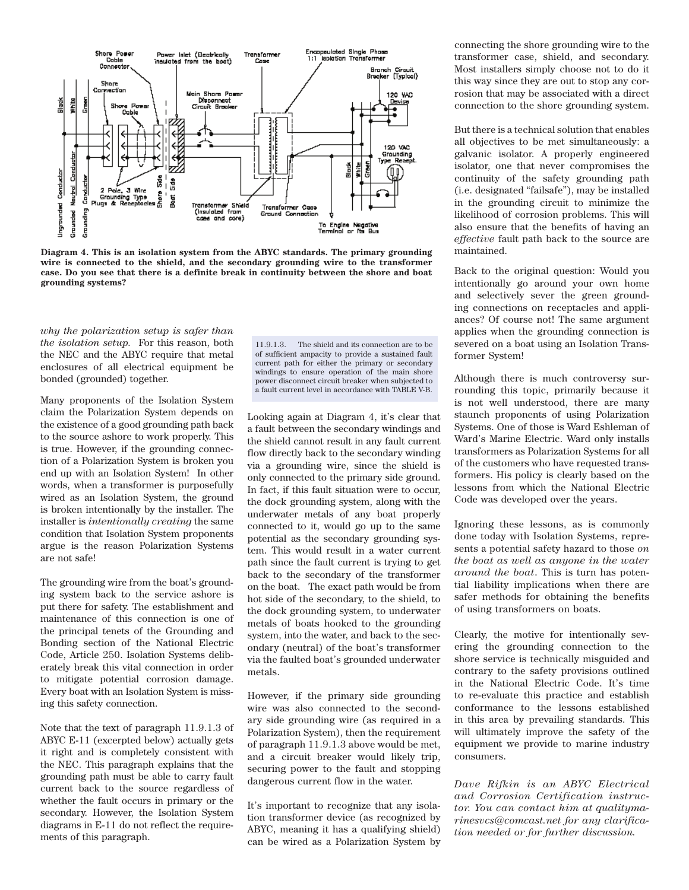Shore Power Cable Connector
Power Inlet (Electrically insulated from the boat)
Transformer Case
Encapsulated Single Phase 1:1 Isolation Transformer
Branch Circuit Breaker (Typical)
Shore Connection
Main Shore Power Disconnect Circuit Breaker
120 VAC Device
Shore Power Cable
Black
White
Green
120 VAC Grounding Type Recept.
Ungrounded Conductor
Grounded Neutral Conductor
Grounding Conductor
2 Pole, 3 Wire Grounding Type Plugs & Receptacles
Shore Side
Boat Side
Transformer Shield (Insulated from case and core)
Transformer Case Ground Connection
To Engine Negative Terminal or its Bus

**Diagram 4. This is an isolation system from the ABYC standards. The primary grounding wire is connected to the shield, and the secondary grounding wire to the transformer case. Do you see that there is a definite break in continuity between the shore and boat grounding systems?**

*why the polarization setup is safer than the isolation setup.* For this reason, both the NEC and the ABYC require that metal enclosures of all electrical equipment be bonded (grounded) together.

Many proponents of the Isolation System claim the Polarization System depends on the existence of a good grounding path back to the source ashore to work properly. This is true. However, if the grounding connection of a Polarization System is broken you end up with an Isolation System! In other words, when a transformer is purposefully wired as an Isolation System, the ground is broken intentionally by the installer. The installer is *intentionally creating* the same condition that Isolation System proponents argue is the reason Polarization Systems are not safe!

The grounding wire from the boat's grounding system back to the service ashore is put there for safety. The establishment and maintenance of this connection is one of the principal tenets of the Grounding and Bonding section of the National Electric Code, Article 250. Isolation Systems deliberately break this vital connection in order to mitigate potential corrosion damage. Every boat with an Isolation System is missing this safety connection.

Note that the text of paragraph 11.9.1.3 of ABYC E-11 (excerpted below) actually gets it right and is completely consistent with the NEC. This paragraph explains that the grounding path must be able to carry fault current back to the source regardless of whether the fault occurs in primary or the secondary. However, the Isolation System diagrams in E-11 do not reflect the requirements of this paragraph.

> 11.9.1.3. The shield and its connection are to be of sufficient ampacity to provide a sustained fault current path for either the primary or secondary windings to ensure operation of the main shore power disconnect circuit breaker when subjected to a fault current level in accordance with TABLE V-B.

Looking again at Diagram 4, it's clear that a fault between the secondary windings and the shield cannot result in any fault current flow directly back to the secondary winding via a grounding wire, since the shield is only connected to the primary side ground. In fact, if this fault situation were to occur, the dock grounding system, along with the underwater metals of any boat properly connected to it, would go up to the same potential as the secondary grounding system. This would result in a water current path since the fault current is trying to get back to the secondary of the transformer on the boat. The exact path would be from hot side of the secondary, to the shield, to the dock grounding system, to underwater metals of boats hooked to the grounding system, into the water, and back to the secondary (neutral) of the boat's transformer via the faulted boat's grounded underwater metals.

However, if the primary side grounding wire was also connected to the secondary side grounding wire (as required in a Polarization System), then the requirement of paragraph 11.9.1.3 above would be met, and a circuit breaker would likely trip, securing power to the fault and stopping dangerous current flow in the water.

It's important to recognize that any isolation transformer device (as recognized by ABYC, meaning it has a qualifying shield) can be wired as a Polarization System by connecting the shore grounding wire to the transformer case, shield, and secondary. Most installers simply choose not to do it this way since they are out to stop any corrosion that may be associated with a direct connection to the shore grounding system.

But there is a technical solution that enables all objectives to be met simultaneously: a galvanic isolator. A properly engineered isolator, one that never compromises the continuity of the safety grounding path (i.e. designated "failsafe"), may be installed in the grounding circuit to minimize the likelihood of corrosion problems. This will also ensure that the benefits of having an *effective* fault path back to the source are maintained.

Back to the original question: Would you intentionally go around your own home and selectively sever the green grounding connections on receptacles and appliances? Of course not! The same argument applies when the grounding connection is severed on a boat using an Isolation Transformer System!

Although there is much controversy surrounding this topic, primarily because it is not well understood, there are many staunch proponents of using Polarization Systems. One of those is Ward Eshleman of Ward's Marine Electric. Ward only installs transformers as Polarization Systems for all of the customers who have requested transformers. His policy is clearly based on the lessons from which the National Electric Code was developed over the years.

Ignoring these lessons, as is commonly done today with Isolation Systems, represents a potential safety hazard to those *on the boat as well as anyone in the water around the boat*. This is turn has potential liability implications when there are safer methods for obtaining the benefits of using transformers on boats.

Clearly, the motive for intentionally severing the grounding connection to the shore service is technically misguided and contrary to the safety provisions outlined in the National Electric Code. It's time to re-evaluate this practice and establish conformance to the lessons established in this area by prevailing standards. This will ultimately improve the safety of the equipment we provide to marine industry consumers.

*Dave Rifkin is an ABYC Electrical and Corrosion Certification instructor. You can contact him at qualitymarinesvcs@comcast.net for any clarification needed or for further discussion.*